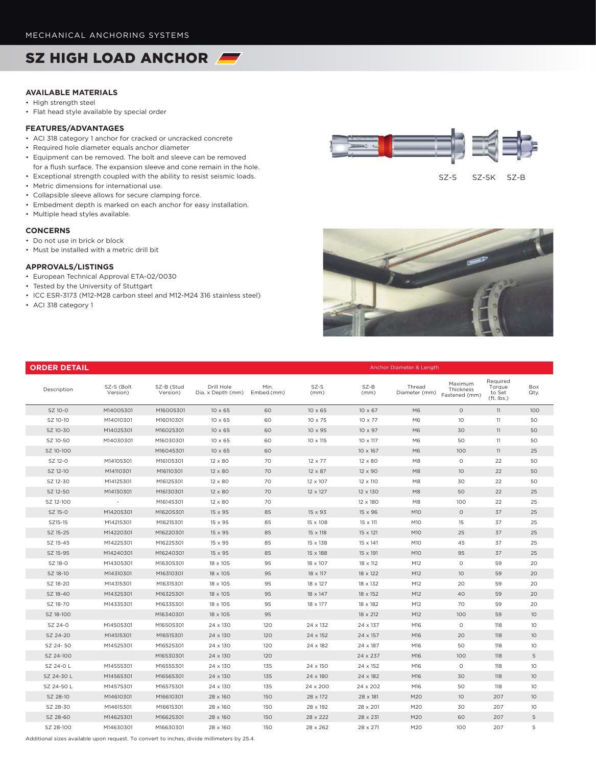MECHANICAL ANCHORING SYSTEMS

# SZ HIGH LOAD ANCHOR

### AVAILABLE MATERIALS

- High strength steel
- Flat head style available by special order

### FEATURES/ADVANTAGES

- ACI 318 category 1 anchor for cracked or uncracked concrete
- Required hole diameter equals anchor diameter
- Equipment can be removed. The bolt and sleeve can be removed for a flush surface. The expansion sleeve and cone remain in the hole.
- Exceptional strength coupled with the ability to resist seismic loads.
- Metric dimensions for international use.
- Collapsible sleeve allows for secure clamping force.
- Embedment depth is marked on each anchor for easy installation.
- Multiple head styles available.

### CONCERNS

- Do not use in brick or block
- Must be installed with a metric drill bit

### APPROVALS/LISTINGS

- European Technical Approval ETA-02/0030
- Tested by the University of Stuttgart
- ICC ESR-3173 (M12-M28 carbon steel and M12-M24 316 stainless steel)
- ACI 318 category 1

SZ-S SZ-SK SZ-B

## ORDER DETAIL

| Description | SZ-S (Bolt Version) | SZ-B (Stud Version) | Drill Hole Dia. x Depth (mm) | Min. Embed.(mm) | SZ-S (mm) | SZ-B (mm) | Thread Diameter (mm) | Maximum Thickness Fastened (mm) | Required Torque to Set (ft. lbs.) | Box Qty. |
|---|---|---|---|---|---|---|---|---|---|---|
| | | | | | Anchor Diameter & Length | | | | | |
| SZ 10-0 | M14005301 | M16005301 | 10 x 65 | 60 | 10 x 65 | 10 x 67 | M6 | 0 | 11 | 100 |
| SZ 10-10 | M14010301 | M16010301 | 10 x 65 | 60 | 10 x 75 | 10 x 77 | M6 | 10 | 11 | 50 |
| SZ 10-30 | M14025301 | M16025301 | 10 x 65 | 60 | 10 x 95 | 10 x 97 | M6 | 30 | 11 | 50 |
| SZ 10-50 | M14030301 | M16030301 | 10 x 65 | 60 | 10 x 115 | 10 x 117 | M6 | 50 | 11 | 50 |
| SZ 10-100 | | M16045301 | 10 x 65 | 60 | | 10 x 167 | M6 | 100 | 11 | 25 |
| SZ 12-0 | M14105301 | M16105301 | 12 x 80 | 70 | 12 x 77 | 12 x 80 | M8 | 0 | 22 | 50 |
| SZ 12-10 | M14110301 | M16110301 | 12 x 80 | 70 | 12 x 87 | 12 x 90 | M8 | 10 | 22 | 50 |
| SZ 12-30 | M14125301 | M16125301 | 12 x 80 | 70 | 12 x 107 | 12 x 110 | M8 | 30 | 22 | 50 |
| SZ 12-50 | M14130301 | M16130301 | 12 x 80 | 70 | 12 x 127 | 12 x 130 | M8 | 50 | 22 | 25 |
| SZ 12-100 | - | M16145301 | 12 x 80 | 70 | | 12 x 180 | M8 | 100 | 22 | 25 |
| SZ 15-0 | M14205301 | M16205301 | 15 x 95 | 85 | 15 x 93 | 15 x 96 | M10 | 0 | 37 | 25 |
| SZ15-15 | M14215301 | M16215301 | 15 x 95 | 85 | 15 x 108 | 15 x 111 | M10 | 15 | 37 | 25 |
| SZ 15-25 | M14220301 | M16220301 | 15 x 95 | 85 | 15 x 118 | 15 x 121 | M10 | 25 | 37 | 25 |
| SZ 15-45 | M14225301 | M16225301 | 15 x 95 | 85 | 15 x 138 | 15 x 141 | M10 | 45 | 37 | 25 |
| SZ 15-95 | M14240301 | M16240301 | 15 x 95 | 85 | 15 x 188 | 15 x 191 | M10 | 95 | 37 | 25 |
| SZ 18-0 | M14305301 | M16305301 | 18 x 105 | 95 | 18 x 107 | 18 x 112 | M12 | 0 | 59 | 20 |
| SZ 18-10 | M14310301 | M16310301 | 18 x 105 | 95 | 18 x 117 | 18 x 122 | M12 | 10 | 59 | 20 |
| SZ 18-20 | M14315301 | M16315301 | 18 x 105 | 95 | 18 x 127 | 18 x 132 | M12 | 20 | 59 | 20 |
| SZ 18-40 | M14325301 | M16325301 | 18 x 105 | 95 | 18 x 147 | 18 x 152 | M12 | 40 | 59 | 20 |
| SZ 18-70 | M14335301 | M16335301 | 18 x 105 | 95 | 18 x 177 | 18 x 182 | M12 | 70 | 59 | 20 |
| SZ 18-100 | | M16340301 | 18 x 105 | 95 | | 18 x 212 | M12 | 100 | 59 | 10 |
| SZ 24-0 | M14505301 | M16505301 | 24 x 130 | 120 | 24 x 132 | 24 x 137 | M16 | 0 | 118 | 10 |
| SZ 24-20 | M14515301 | M16515301 | 24 x 130 | 120 | 24 x 152 | 24 x 157 | M16 | 20 | 118 | 10 |
| SZ 24- 50 | M14525301 | M16525301 | 24 x 130 | 120 | 24 x 182 | 24 x 187 | M16 | 50 | 118 | 10 |
| SZ 24-100 | | M16530301 | 24 x 130 | 120 | | 24 x 237 | M16 | 100 | 118 | 5 |
| SZ 24-0 L | M14555301 | M16555301 | 24 x 130 | 135 | 24 x 150 | 24 x 152 | M16 | 0 | 118 | 10 |
| SZ 24-30 L | M14565301 | M16565301 | 24 x 130 | 135 | 24 x 180 | 24 x 182 | M16 | 30 | 118 | 10 |
| SZ 24-50 L | M14575301 | M16575301 | 24 x 130 | 135 | 24 x 200 | 24 x 202 | M16 | 50 | 118 | 10 |
| SZ 28-10 | M14610301 | M16610301 | 28 x 160 | 150 | 28 x 172 | 28 x 181 | M20 | 10 | 207 | 10 |
| SZ 28-30 | M14615301 | M16615301 | 28 x 160 | 150 | 28 x 192 | 28 x 201 | M20 | 30 | 207 | 10 |
| SZ 28-60 | M14625301 | M16625301 | 28 x 160 | 150 | 28 x 222 | 28 x 231 | M20 | 60 | 207 | 5 |
| SZ 28-100 | M14630301 | M16630301 | 28 x 160 | 150 | 28 x 262 | 28 x 271 | M20 | 100 | 207 | 5 |

Additional sizes available upon request. To convert to inches, divide millimeters by 25.4.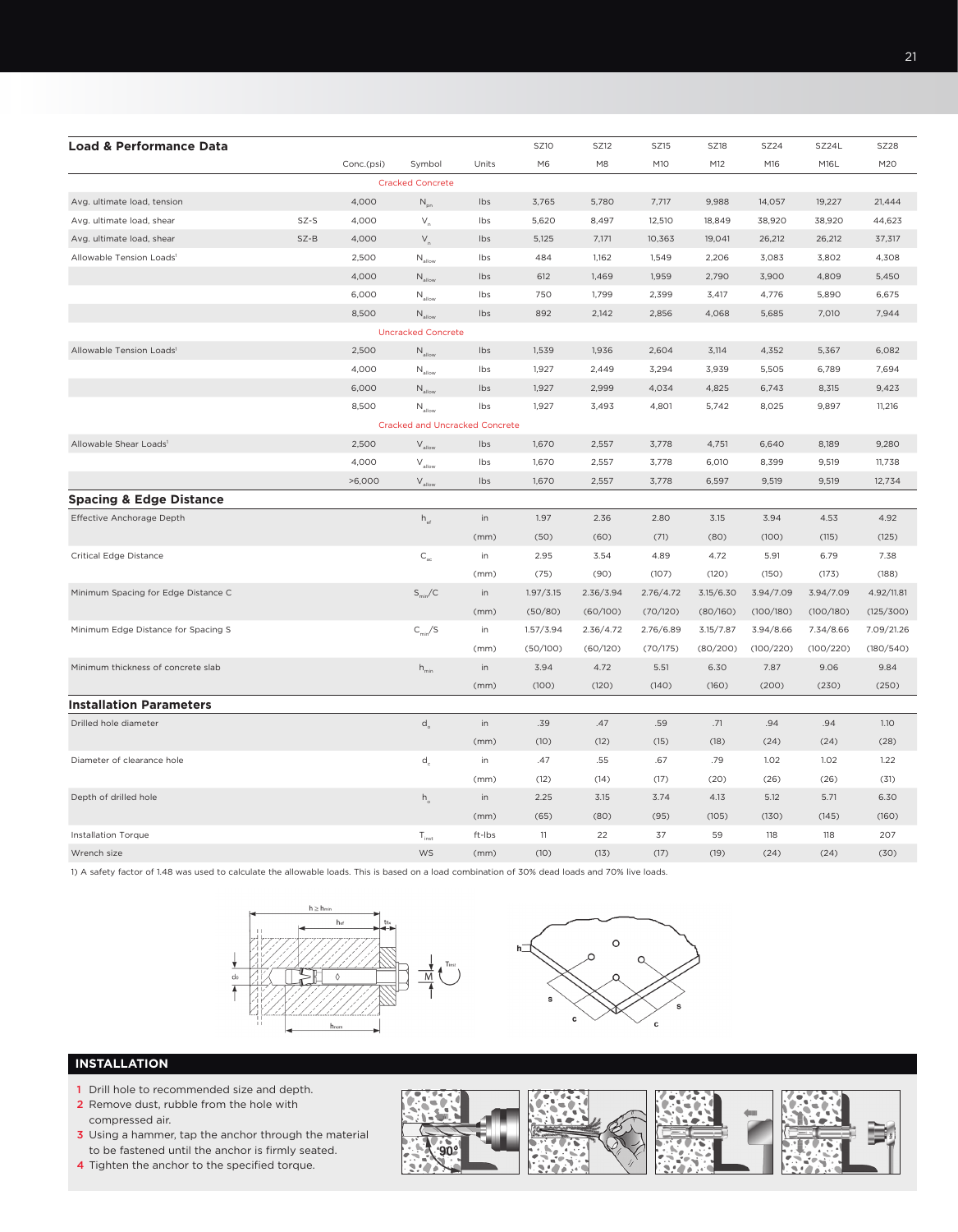| Load & Performance Data | | Conc.(psi) | Symbol | Units | SZ10 M6 | SZ12 M8 | SZ15 M10 | SZ18 M12 | SZ24 M16 | SZ24L M16L | SZ28 M20 |
|---|---|---|---|---|---|---|---|---|---|---|---|
| | | | Cracked Concrete | | | | | | | | |
| Avg. ultimate load, tension | | 4,000 | $N_{pn}$ | lbs | 3,765 | 5,780 | 7,717 | 9,988 | 14,057 | 19,227 | 21,444 |
| Avg. ultimate load, shear | SZ-S | 4,000 | $V_n$ | lbs | 5,620 | 8,497 | 12,510 | 18,849 | 38,920 | 38,920 | 44,623 |
| Avg. ultimate load, shear | SZ-B | 4,000 | $V_n$ | lbs | 5,125 | 7,171 | 10,363 | 19,041 | 26,212 | 26,212 | 37,317 |
| Allowable Tension Loads[1] | | 2,500 | $N_{allow}$ | lbs | 484 | 1,162 | 1,549 | 2,206 | 3,083 | 3,802 | 4,308 |
| | | 4,000 | $N_{allow}$ | lbs | 612 | 1,469 | 1,959 | 2,790 | 3,900 | 4,809 | 5,450 |
| | | 6,000 | $N_{allow}$ | lbs | 750 | 1,799 | 2,399 | 3,417 | 4,776 | 5,890 | 6,675 |
| | | 8,500 | $N_{allow}$ | lbs | 892 | 2,142 | 2,856 | 4,068 | 5,685 | 7,010 | 7,944 |
| | | | Uncracked Concrete | | | | | | | | |
| Allowable Tension Loads[1] | | 2,500 | $N_{allow}$ | lbs | 1,539 | 1,936 | 2,604 | 3,114 | 4,352 | 5,367 | 6,082 |
| | | 4,000 | $N_{allow}$ | lbs | 1,927 | 2,449 | 3,294 | 3,939 | 5,505 | 6,789 | 7,694 |
| | | 6,000 | $N_{allow}$ | lbs | 1,927 | 2,999 | 4,034 | 4,825 | 6,743 | 8,315 | 9,423 |
| | | 8,500 | $N_{allow}$ | lbs | 1,927 | 3,493 | 4,801 | 5,742 | 8,025 | 9,897 | 11,216 |
| | | | Cracked and Uncracked Concrete | | | | | | | | |
| Allowable Shear Loads[1] | | 2,500 | $V_{allow}$ | lbs | 1,670 | 2,557 | 3,778 | 4,751 | 6,640 | 8,189 | 9,280 |
| | | 4,000 | $V_{allow}$ | lbs | 1,670 | 2,557 | 3,778 | 6,010 | 8,399 | 9,519 | 11,738 |
| | | >6,000 | $V_{allow}$ | lbs | 1,670 | 2,557 | 3,778 | 6,597 | 9,519 | 9,519 | 12,734 |
| **Spacing & Edge Distance** | | | | | | | | | | | |
| Effective Anchorage Depth | | | $h_{ef}$ | in | 1.97 | 2.36 | 2.80 | 3.15 | 3.94 | 4.53 | 4.92 |
| | | | | (mm) | (50) | (60) | (71) | (80) | (100) | (115) | (125) |
| Critical Edge Distance | | | $C_{ac}$ | in | 2.95 | 3.54 | 4.89 | 4.72 | 5.91 | 6.79 | 7.38 |
| | | | | (mm) | (75) | (90) | (107) | (120) | (150) | (173) | (188) |
| Minimum Spacing for Edge Distance C | | | $S_{min}/C$ | in | 1.97/3.15 | 2.36/3.94 | 2.76/4.72 | 3.15/6.30 | 3.94/7.09 | 3.94/7.09 | 4.92/11.81 |
| | | | | (mm) | (50/80) | (60/100) | (70/120) | (80/160) | (100/180) | (100/180) | (125/300) |
| Minimum Edge Distance for Spacing S | | | $C_{min}/S$ | in | 1.57/3.94 | 2.36/4.72 | 2.76/6.89 | 3.15/7.87 | 3.94/8.66 | 7.34/8.66 | 7.09/21.26 |
| | | | | (mm) | (50/100) | (60/120) | (70/175) | (80/200) | (100/220) | (100/220) | (180/540) |
| Minimum thickness of concrete slab | | | $h_{min}$ | in | 3.94 | 4.72 | 5.51 | 6.30 | 7.87 | 9.06 | 9.84 |
| | | | | (mm) | (100) | (120) | (140) | (160) | (200) | (230) | (250) |
| **Installation Parameters** | | | | | | | | | | | |
| Drilled hole diameter | | | $d_o$ | in | .39 | .47 | .59 | .71 | .94 | .94 | 1.10 |
| | | | | (mm) | (10) | (12) | (15) | (18) | (24) | (24) | (28) |
| Diameter of clearance hole | | | $d_c$ | in | .47 | .55 | .67 | .79 | 1.02 | 1.02 | 1.22 |
| | | | | (mm) | (12) | (14) | (17) | (20) | (26) | (26) | (31) |
| Depth of drilled hole | | | $h_o$ | in | 2.25 | 3.15 | 3.74 | 4.13 | 5.12 | 5.71 | 6.30 |
| | | | | (mm) | (65) | (80) | (95) | (105) | (130) | (145) | (160) |
| Installation Torque | | | $T_{inst}$ | ft-lbs | 11 | 22 | 37 | 59 | 118 | 118 | 207 |
| Wrench size | | | WS | (mm) | (10) | (13) | (17) | (19) | (24) | (24) | (30) |

1) A safety factor of 1.48 was used to calculate the allowable loads. This is based on a load combination of 30% dead loads and 70% live loads.

## INSTALLATION

1. Drill hole to recommended size and depth.
2. Remove dust, rubble from the hole with compressed air.
3. Using a hammer, tap the anchor through the material to be fastened until the anchor is firmly seated.
4. Tighten the anchor to the specified torque.